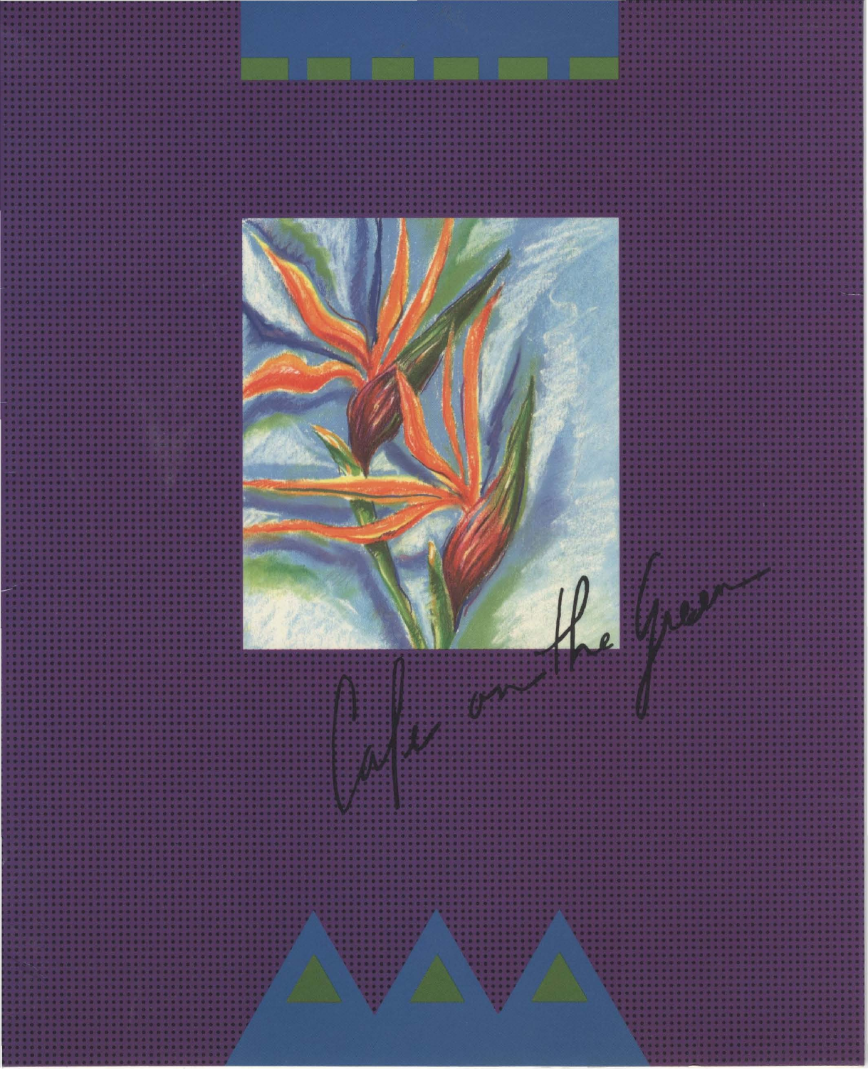Cafe on the Green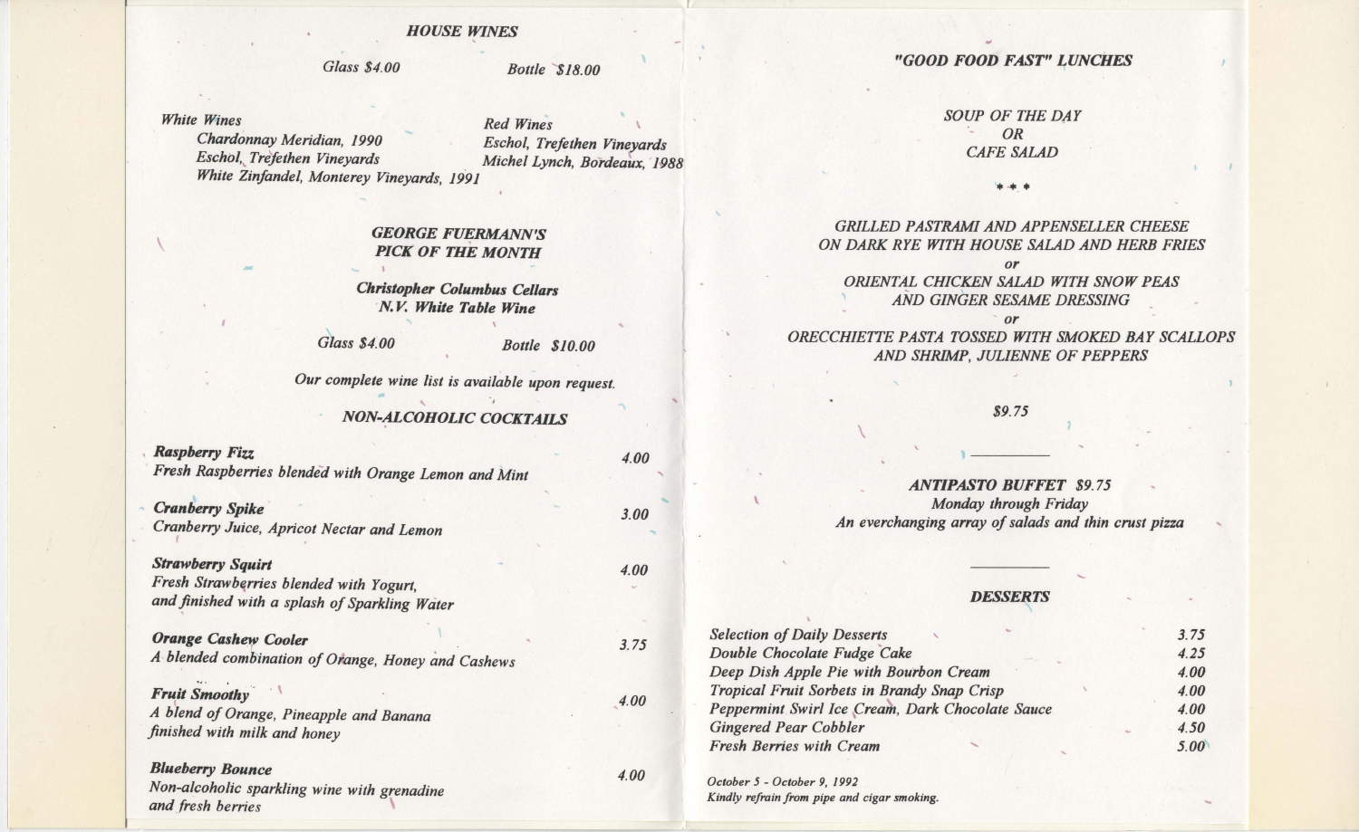## *HOUSE WINES*

*Glass $4.00* *Bottle $18.00*

*White Wines*

*Chardonnay Meridian, 1990*
*Eschol, Trefethen Vineyards*
*White Zinfandel, Monterey Vineyards, 1991*

*Red Wines*

*Eschol, Trefethen Vineyards*
*Michel Lynch, Bordeaux, 1988*

## *GEORGE FUERMANN'S PICK OF THE MONTH*

***Christopher Columbus Cellars***
***N.V. White Table Wine***

*Glass $4.00* *Bottle $10.00*

*Our complete wine list is available upon request.*

## *NON-ALCOHOLIC COCKTAILS*

| | |
|---|---|
| ***Raspberry Fizz***<br>*Fresh Raspberries blended with Orange Lemon and Mint* | 4.00 |
| ***Cranberry Spike***<br>*Cranberry Juice, Apricot Nectar and Lemon* | 3.00 |
| ***Strawberry Squirt***<br>*Fresh Strawberries blended with Yogurt, and finished with a splash of Sparkling Water* | 4.00 |
| ***Orange Cashew Cooler***<br>*A blended combination of Orange, Honey and Cashews* | 3.75 |
| ***Fruit Smoothy***<br>*A blend of Orange, Pineapple and Banana finished with milk and honey* | 4.00 |
| ***Blueberry Bounce***<br>*Non-alcoholic sparkling wine with grenadine and fresh berries* | 4.00 |

## *"GOOD FOOD FAST" LUNCHES*

*SOUP OF THE DAY*
*OR*
*CAFE SALAD*

\* \* \*

*GRILLED PASTRAMI AND APPENSELLER CHEESE ON DARK RYE WITH HOUSE SALAD AND HERB FRIES*

*or*

*ORIENTAL CHICKEN SALAD WITH SNOW PEAS AND GINGER SESAME DRESSING*

*or*

*ORECCHIETTE PASTA TOSSED WITH SMOKED BAY SCALLOPS AND SHRIMP, JULIENNE OF PEPPERS*

*$9.75*

---

***ANTIPASTO BUFFET** $9.75*
*Monday through Friday*
*An everchanging array of salads and thin crust pizza*

---

## *DESSERTS*

| | |
|---|---|
| *Selection of Daily Desserts* | 3.75 |
| *Double Chocolate Fudge Cake* | 4.25 |
| *Deep Dish Apple Pie with Bourbon Cream* | 4.00 |
| *Tropical Fruit Sorbets in Brandy Snap Crisp* | 4.00 |
| *Peppermint Swirl Ice Cream, Dark Chocolate Sauce* | 4.00 |
| *Gingered Pear Cobbler* | 4.50 |
| *Fresh Berries with Cream* | 5.00 |

*October 5 - October 9, 1992*
*Kindly refrain from pipe and cigar smoking.*